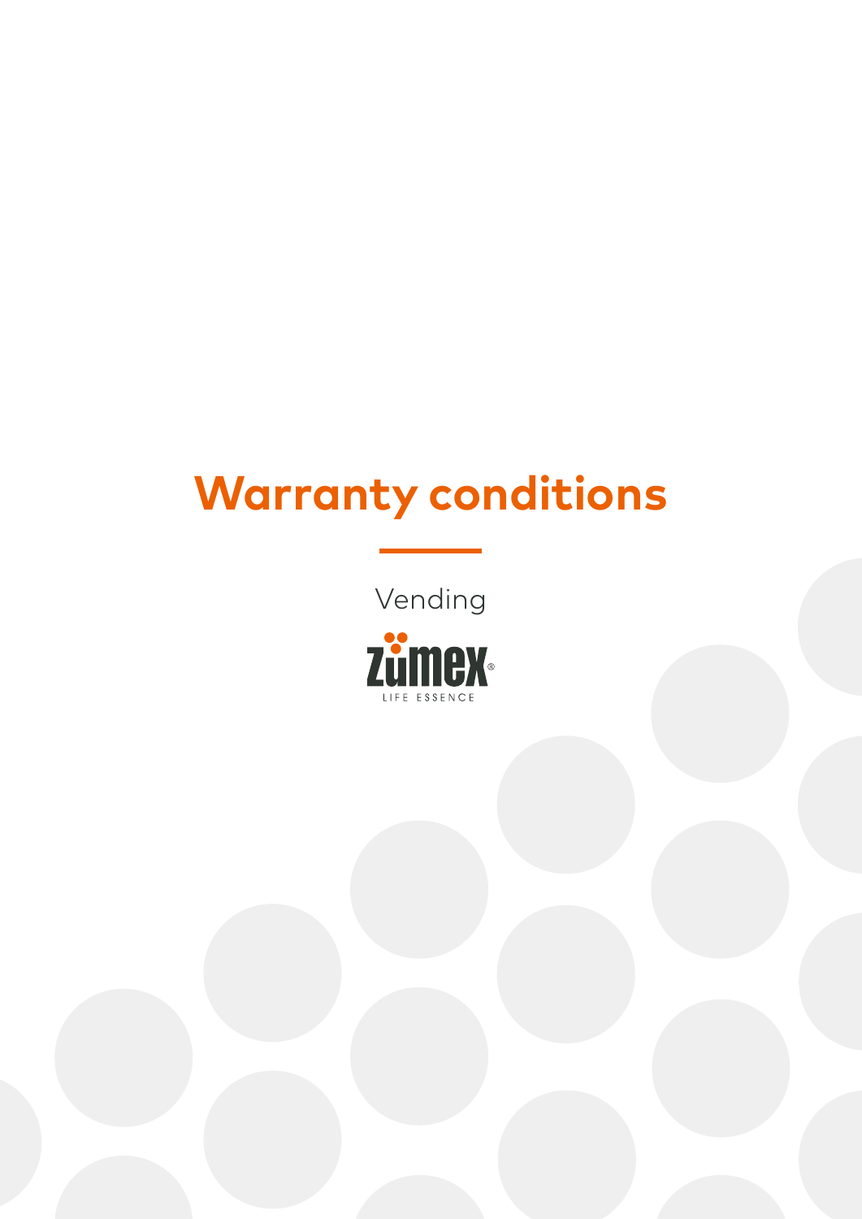# Warranty conditions

Vending

Zumex LIFE ESSENCE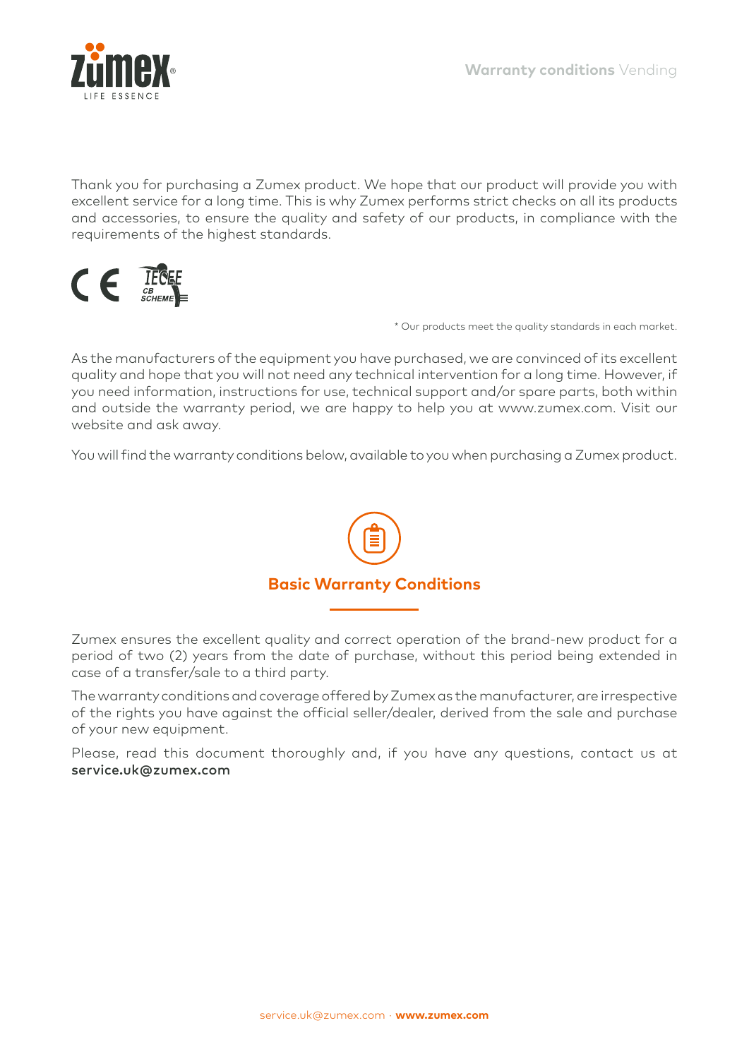Thank you for purchasing a Zumex product. We hope that our product will provide you with excellent service for a long time. This is why Zumex performs strict checks on all its products and accessories, to ensure the quality and safety of our products, in compliance with the requirements of the highest standards.

\* Our products meet the quality standards in each market.

As the manufacturers of the equipment you have purchased, we are convinced of its excellent quality and hope that you will not need any technical intervention for a long time. However, if you need information, instructions for use, technical support and/or spare parts, both within and outside the warranty period, we are happy to help you at www.zumex.com. Visit our website and ask away.

You will find the warranty conditions below, available to you when purchasing a Zumex product.

## Basic Warranty Conditions

Zumex ensures the excellent quality and correct operation of the brand-new product for a period of two (2) years from the date of purchase, without this period being extended in case of a transfer/sale to a third party.

The warranty conditions and coverage offered by Zumex as the manufacturer, are irrespective of the rights you have against the official seller/dealer, derived from the sale and purchase of your new equipment.

Please, read this document thoroughly and, if you have any questions, contact us at **service.uk@zumex.com**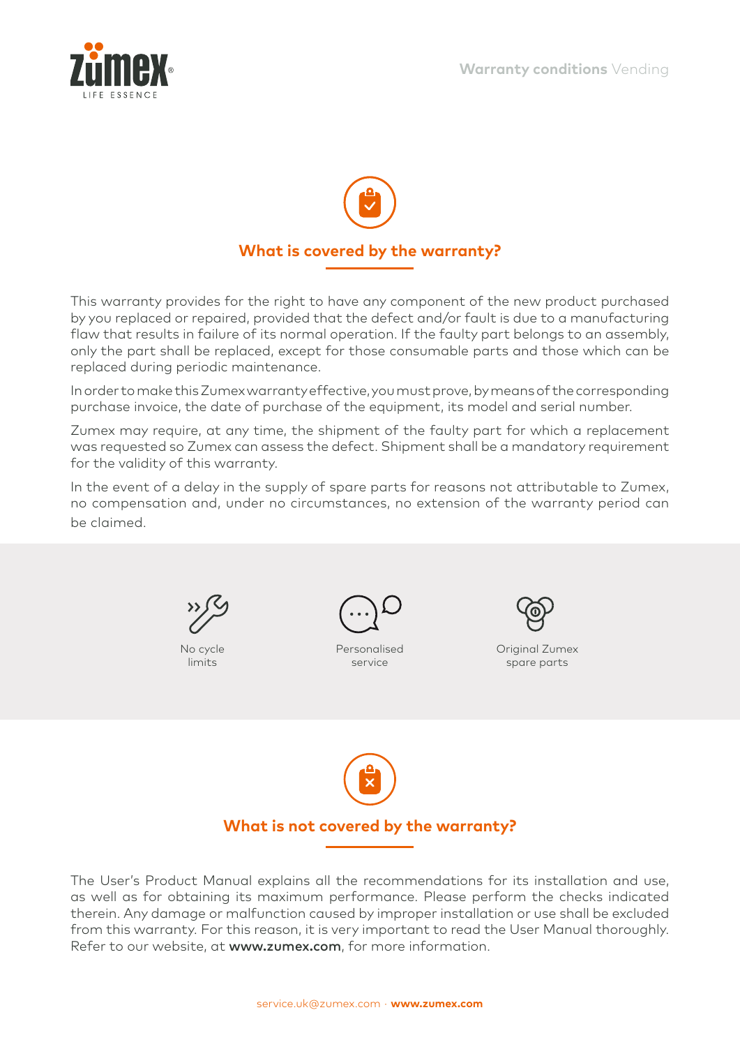## What is covered by the warranty?

This warranty provides for the right to have any component of the new product purchased by you replaced or repaired, provided that the defect and/or fault is due to a manufacturing flaw that results in failure of its normal operation. If the faulty part belongs to an assembly, only the part shall be replaced, except for those consumable parts and those which can be replaced during periodic maintenance.

In order to make this Zumex warranty effective, you must prove, by means of the corresponding purchase invoice, the date of purchase of the equipment, its model and serial number.

Zumex may require, at any time, the shipment of the faulty part for which a replacement was requested so Zumex can assess the defect. Shipment shall be a mandatory requirement for the validity of this warranty.

In the event of a delay in the supply of spare parts for reasons not attributable to Zumex, no compensation and, under no circumstances, no extension of the warranty period can be claimed.

No cycle limits

Personalised service

Original Zumex spare parts

## What is not covered by the warranty?

The User's Product Manual explains all the recommendations for its installation and use, as well as for obtaining its maximum performance. Please perform the checks indicated therein. Any damage or malfunction caused by improper installation or use shall be excluded from this warranty. For this reason, it is very important to read the User Manual thoroughly. Refer to our website, at **www.zumex.com**, for more information.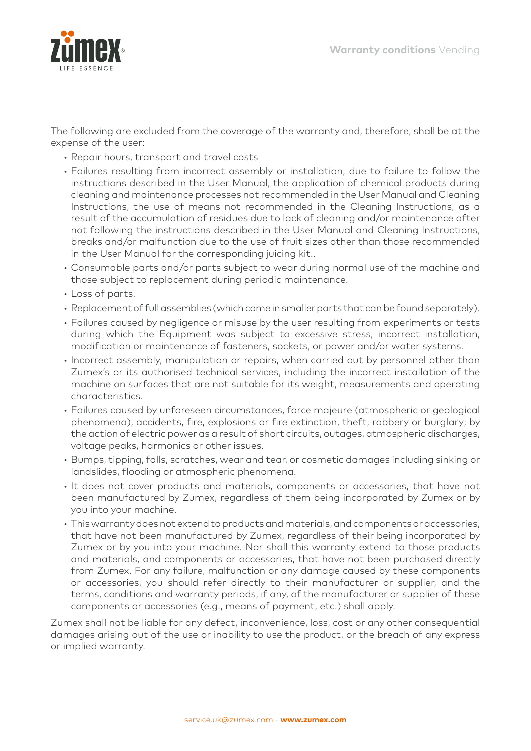The following are excluded from the coverage of the warranty and, therefore, shall be at the expense of the user:

- Repair hours, transport and travel costs
- Failures resulting from incorrect assembly or installation, due to failure to follow the instructions described in the User Manual, the application of chemical products during cleaning and maintenance processes not recommended in the User Manual and Cleaning Instructions, the use of means not recommended in the Cleaning Instructions, as a result of the accumulation of residues due to lack of cleaning and/or maintenance after not following the instructions described in the User Manual and Cleaning Instructions, breaks and/or malfunction due to the use of fruit sizes other than those recommended in the User Manual for the corresponding juicing kit..
- Consumable parts and/or parts subject to wear during normal use of the machine and those subject to replacement during periodic maintenance.
- Loss of parts.
- Replacement of full assemblies (which come in smaller parts that can be found separately).
- Failures caused by negligence or misuse by the user resulting from experiments or tests during which the Equipment was subject to excessive stress, incorrect installation, modification or maintenance of fasteners, sockets, or power and/or water systems.
- Incorrect assembly, manipulation or repairs, when carried out by personnel other than Zumex's or its authorised technical services, including the incorrect installation of the machine on surfaces that are not suitable for its weight, measurements and operating characteristics.
- Failures caused by unforeseen circumstances, force majeure (atmospheric or geological phenomena), accidents, fire, explosions or fire extinction, theft, robbery or burglary; by the action of electric power as a result of short circuits, outages, atmospheric discharges, voltage peaks, harmonics or other issues.
- Bumps, tipping, falls, scratches, wear and tear, or cosmetic damages including sinking or landslides, flooding or atmospheric phenomena.
- It does not cover products and materials, components or accessories, that have not been manufactured by Zumex, regardless of them being incorporated by Zumex or by you into your machine.
- This warranty does not extend to products and materials, and components or accessories, that have not been manufactured by Zumex, regardless of their being incorporated by Zumex or by you into your machine. Nor shall this warranty extend to those products and materials, and components or accessories, that have not been purchased directly from Zumex. For any failure, malfunction or any damage caused by these components or accessories, you should refer directly to their manufacturer or supplier, and the terms, conditions and warranty periods, if any, of the manufacturer or supplier of these components or accessories (e.g., means of payment, etc.) shall apply.

Zumex shall not be liable for any defect, inconvenience, loss, cost or any other consequential damages arising out of the use or inability to use the product, or the breach of any express or implied warranty.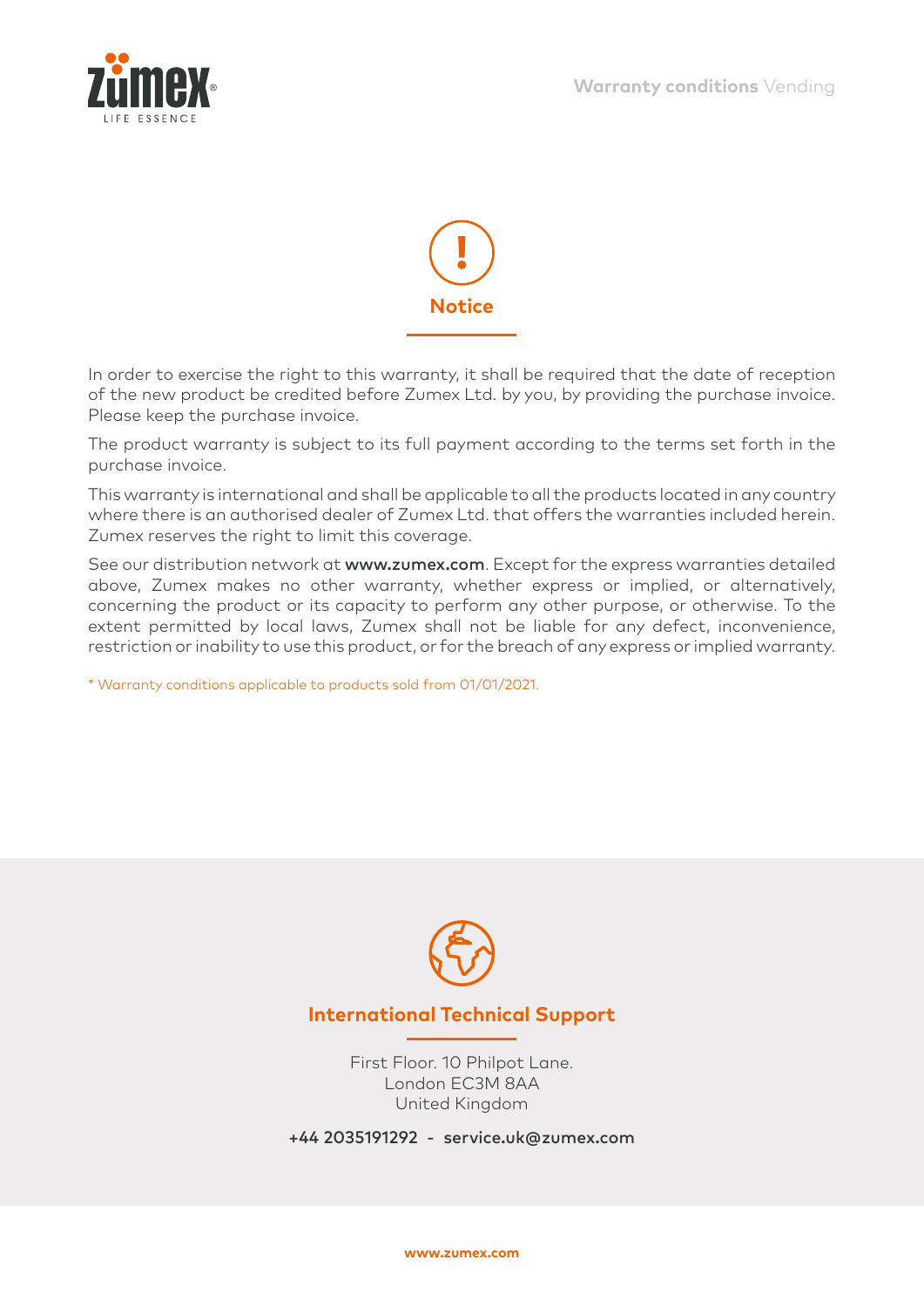## Notice

In order to exercise the right to this warranty, it shall be required that the date of reception of the new product be credited before Zumex Ltd. by you, by providing the purchase invoice. Please keep the purchase invoice.

The product warranty is subject to its full payment according to the terms set forth in the purchase invoice.

This warranty is international and shall be applicable to all the products located in any country where there is an authorised dealer of Zumex Ltd. that offers the warranties included herein. Zumex reserves the right to limit this coverage.

See our distribution network at **www.zumex.com**. Except for the express warranties detailed above, Zumex makes no other warranty, whether express or implied, or alternatively, concerning the product or its capacity to perform any other purpose, or otherwise. To the extent permitted by local laws, Zumex shall not be liable for any defect, inconvenience, restriction or inability to use this product, or for the breach of any express or implied warranty.

* Warranty conditions applicable to products sold from 01/01/2021.

## International Technical Support

First Floor. 10 Philpot Lane.
London EC3M 8AA
United Kingdom

**+44 2035191292 - service.uk@zumex.com**

**www.zumex.com**